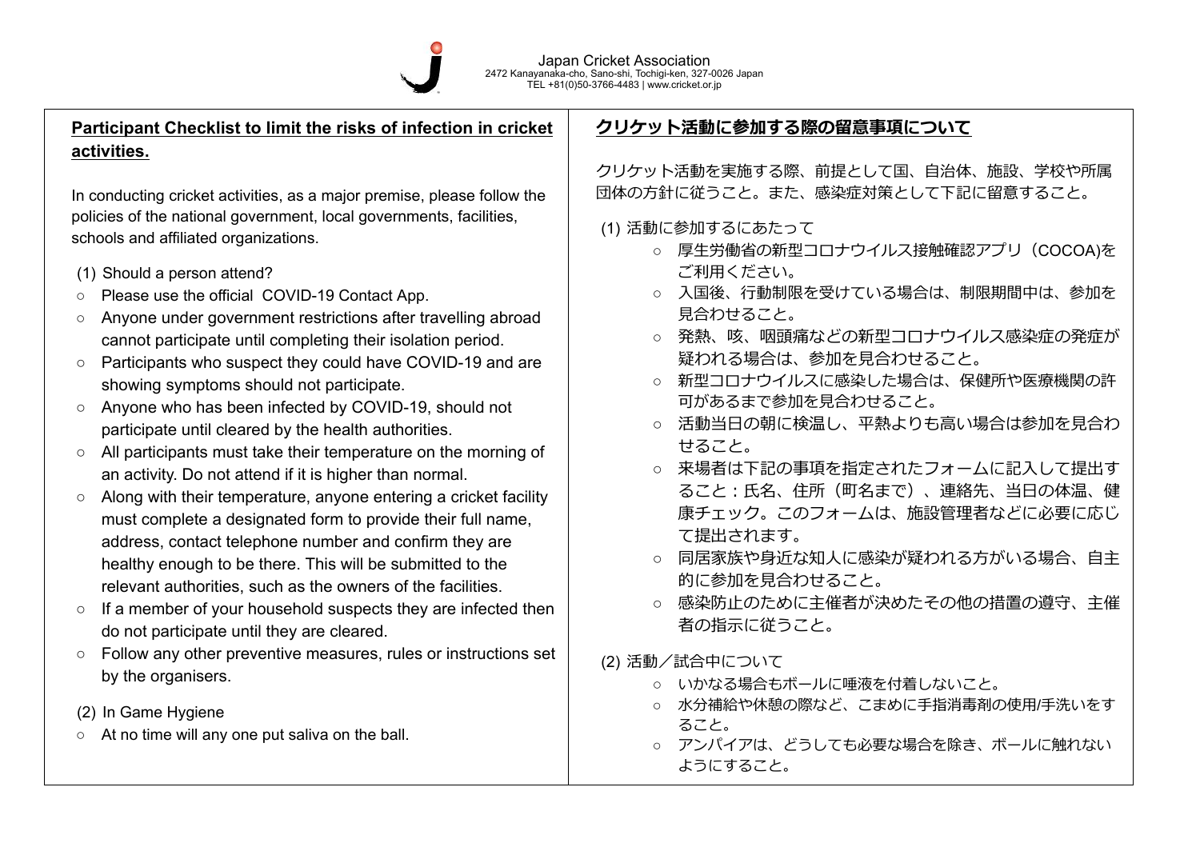Japan Cricket Association
2472 Kanayanaka-cho, Sano-shi, Tochigi-ken, 327-0026 Japan
TEL +81(0)50-3766-4483 | www.cricket.or.jp

## Participant Checklist to limit the risks of infection in cricket activities.

In conducting cricket activities, as a major premise, please follow the policies of the national government, local governments, facilities, schools and affiliated organizations.

(1) Should a person attend?

- Please use the official COVID-19 Contact App.
- Anyone under government restrictions after travelling abroad cannot participate until completing their isolation period.
- Participants who suspect they could have COVID-19 and are showing symptoms should not participate.
- Anyone who has been infected by COVID-19, should not participate until cleared by the health authorities.
- All participants must take their temperature on the morning of an activity. Do not attend if it is higher than normal.
- Along with their temperature, anyone entering a cricket facility must complete a designated form to provide their full name, address, contact telephone number and confirm they are healthy enough to be there. This will be submitted to the relevant authorities, such as the owners of the facilities.
- If a member of your household suspects they are infected then do not participate until they are cleared.
- Follow any other preventive measures, rules or instructions set by the organisers.

(2) In Game Hygiene

- At no time will any one put saliva on the ball.

## クリケット活動に参加する際の留意事項について

クリケット活動を実施する際、前提として国、自治体、施設、学校や所属団体の方針に従うこと。また、感染症対策として下記に留意すること。

(1) 活動に参加するにあたって

- 厚生労働省の新型コロナウイルス接触確認アプリ（COCOA)をご利用ください。
- 入国後、行動制限を受けている場合は、制限期間中は、参加を見合わせること。
- 発熱、咳、咽頭痛などの新型コロナウイルス感染症の発症が疑われる場合は、参加を見合わせること。
- 新型コロナウイルスに感染した場合は、保健所や医療機関の許可があるまで参加を見合わせること。
- 活動当日の朝に検温し、平熱よりも高い場合は参加を見合わせること。
- 来場者は下記の事項を指定されたフォームに記入して提出すること：氏名、住所（町名まで）、連絡先、当日の体温、健康チェック。このフォームは、施設管理者などに必要に応じて提出されます。
- 同居家族や身近な知人に感染が疑われる方がいる場合、自主的に参加を見合わせること。
- 感染防止のために主催者が決めたその他の措置の遵守、主催者の指示に従うこと。

(2) 活動／試合中について

- いかなる場合もボールに唾液を付着しないこと。
- 水分補給や休憩の際など、こまめに手指消毒剤の使用/手洗いをすること。
- アンパイアは、どうしても必要な場合を除き、ボールに触れないようにすること。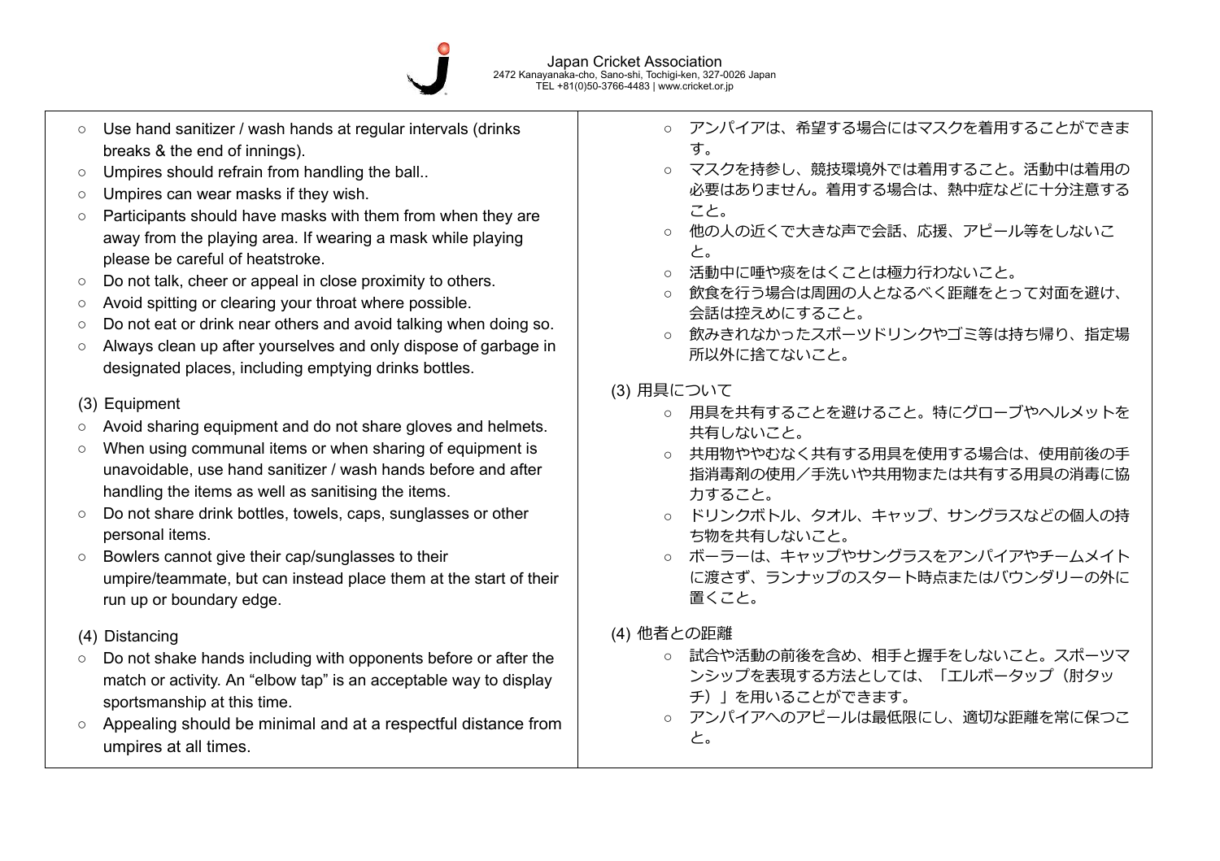- Use hand sanitizer / wash hands at regular intervals (drinks breaks & the end of innings).
- Umpires should refrain from handling the ball..
- Umpires can wear masks if they wish.
- Participants should have masks with them from when they are away from the playing area. If wearing a mask while playing please be careful of heatstroke.
- Do not talk, cheer or appeal in close proximity to others.
- Avoid spitting or clearing your throat where possible.
- Do not eat or drink near others and avoid talking when doing so.
- Always clean up after yourselves and only dispose of garbage in designated places, including emptying drinks bottles.

(3) Equipment

- Avoid sharing equipment and do not share gloves and helmets.
- When using communal items or when sharing of equipment is unavoidable, use hand sanitizer / wash hands before and after handling the items as well as sanitising the items.
- Do not share drink bottles, towels, caps, sunglasses or other personal items.
- Bowlers cannot give their cap/sunglasses to their umpire/teammate, but can instead place them at the start of their run up or boundary edge.

(4) Distancing

- Do not shake hands including with opponents before or after the match or activity. An “elbow tap” is an acceptable way to display sportsmanship at this time.
- Appealing should be minimal and at a respectful distance from umpires at all times.

- アンパイアは、希望する場合にはマスクを着用することができます。
- マスクを持参し、競技環境外では着用すること。活動中は着用の必要はありません。着用する場合は、熱中症などに十分注意すること。
- 他の人の近くで大きな声で会話、応援、アピール等をしないこと。
- 活動中に唾や痰をはくことは極力行わないこと。
- 飲食を行う場合は周囲の人となるべく距離をとって対面を避け、会話は控えめにすること。
- 飲みきれなかったスポーツドリンクやゴミ等は持ち帰り、指定場所以外に捨てないこと。

(3) 用具について

- 用具を共有することを避けること。特にグローブやヘルメットを共有しないこと。
- 共用物ややむなく共有する用具を使用する場合は、使用前後の手指消毒剤の使用／手洗いや共用物または共有する用具の消毒に協力すること。
- ドリンクボトル、タオル、キャップ、サングラスなどの個人の持ち物を共有しないこと。
- ボーラーは、キャップやサングラスをアンパイアやチームメイトに渡さず、ランナップのスタート時点またはバウンダリーの外に置くこと。

(4) 他者との距離

- 試合や活動の前後を含め、相手と握手をしないこと。スポーツマンシップを表現する方法としては、「エルボータップ（肘タッチ）」を用いることができます。
- アンパイアへのアピールは最低限にし、適切な距離を常に保つこと。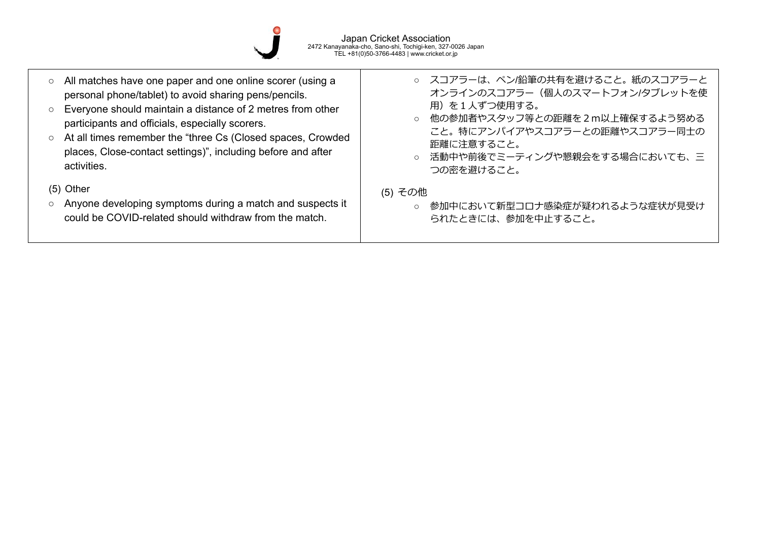| | |
|---|---|
| ○ All matches have one paper and one online scorer (using a personal phone/tablet) to avoid sharing pens/pencils.<br>○ Everyone should maintain a distance of 2 metres from other participants and officials, especially scorers.<br>○ At all times remember the “three Cs (Closed spaces, Crowded places, Close-contact settings)”, including before and after activities.<br><br>(5) Other<br>○ Anyone developing symptoms during a match and suspects it could be COVID-related should withdraw from the match. | ○ スコアラーは、ペン/鉛筆の共有を避けること。紙のスコアラーとオンラインのスコアラー（個人のスマートフォン/タブレットを使用）を１人ずつ使用する。<br>○ 他の参加者やスタッフ等との距離を２m以上確保するよう努めること。特にアンパイアやスコアラーとの距離やスコアラー同士の距離に注意すること。<br>○ 活動中や前後でミーティングや懇親会をする場合においても、三つの密を避けること。<br><br>(5) その他<br>○ 参加中において新型コロナ感染症が疑われるような症状が見受けられたときには、参加を中止すること。 |